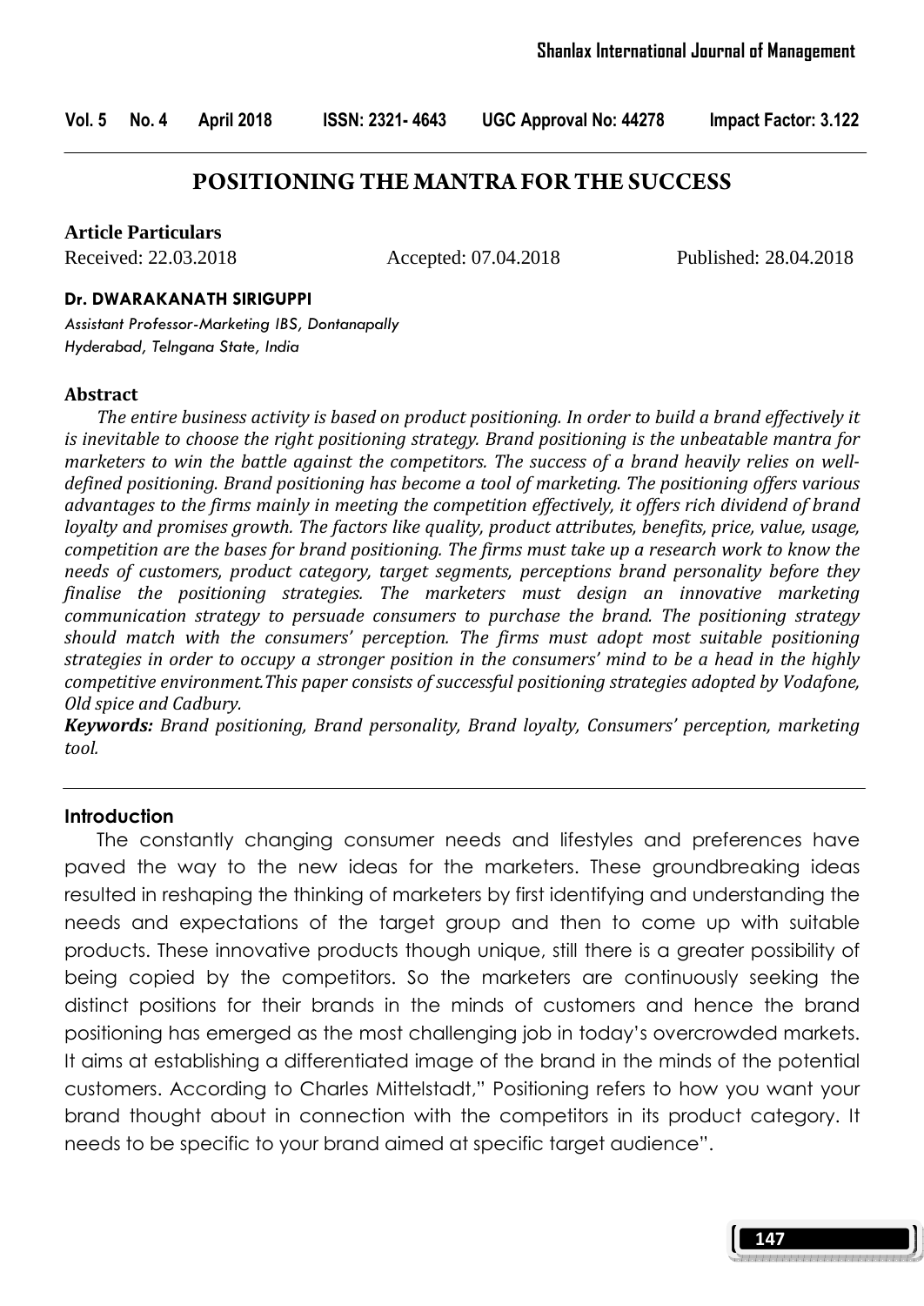# POSITIONING THE MANTRA FOR THE SUCCESS

**Article Particulars**

Received: 22.03.2018 Accepted: 07.04.2018 Published: 28.04.2018

**Dr. DWARAKANATH SIRIGUPPI**

*Assistant Professor-Marketing IBS, Dontanapally*
*Hyderabad, Telngana State, India*

## Abstract

*The entire business activity is based on product positioning. In order to build a brand effectively it is inevitable to choose the right positioning strategy. Brand positioning is the unbeatable mantra for marketers to win the battle against the competitors. The success of a brand heavily relies on well-defined positioning. Brand positioning has become a tool of marketing. The positioning offers various advantages to the firms mainly in meeting the competition effectively, it offers rich dividend of brand loyalty and promises growth. The factors like quality, product attributes, benefits, price, value, usage, competition are the bases for brand positioning. The firms must take up a research work to know the needs of customers, product category, target segments, perceptions brand personality before they finalise the positioning strategies. The marketers must design an innovative marketing communication strategy to persuade consumers to purchase the brand. The positioning strategy should match with the consumers' perception. The firms must adopt most suitable positioning strategies in order to occupy a stronger position in the consumers' mind to be a head in the highly competitive environment.This paper consists of successful positioning strategies adopted by Vodafone, Old spice and Cadbury.*

***Keywords:*** *Brand positioning, Brand personality, Brand loyalty, Consumers' perception, marketing tool.*

## Introduction

The constantly changing consumer needs and lifestyles and preferences have paved the way to the new ideas for the marketers. These groundbreaking ideas resulted in reshaping the thinking of marketers by first identifying and understanding the needs and expectations of the target group and then to come up with suitable products. These innovative products though unique, still there is a greater possibility of being copied by the competitors. So the marketers are continuously seeking the distinct positions for their brands in the minds of customers and hence the brand positioning has emerged as the most challenging job in today's overcrowded markets. It aims at establishing a differentiated image of the brand in the minds of the potential customers. According to Charles Mittelstadt," Positioning refers to how you want your brand thought about in connection with the competitors in its product category. It needs to be specific to your brand aimed at specific target audience".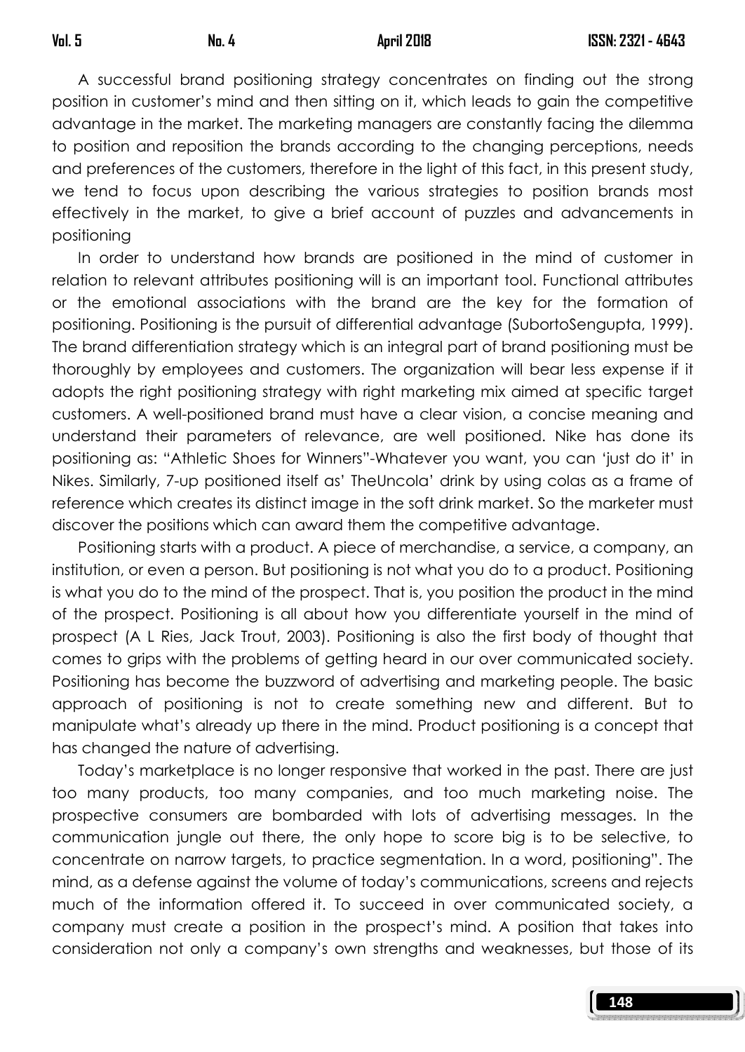A successful brand positioning strategy concentrates on finding out the strong position in customer's mind and then sitting on it, which leads to gain the competitive advantage in the market. The marketing managers are constantly facing the dilemma to position and reposition the brands according to the changing perceptions, needs and preferences of the customers, therefore in the light of this fact, in this present study, we tend to focus upon describing the various strategies to position brands most effectively in the market, to give a brief account of puzzles and advancements in positioning

In order to understand how brands are positioned in the mind of customer in relation to relevant attributes positioning will is an important tool. Functional attributes or the emotional associations with the brand are the key for the formation of positioning. Positioning is the pursuit of differential advantage (SubortoSengupta, 1999). The brand differentiation strategy which is an integral part of brand positioning must be thoroughly by employees and customers. The organization will bear less expense if it adopts the right positioning strategy with right marketing mix aimed at specific target customers. A well-positioned brand must have a clear vision, a concise meaning and understand their parameters of relevance, are well positioned. Nike has done its positioning as: "Athletic Shoes for Winners"-Whatever you want, you can 'just do it' in Nikes. Similarly, 7-up positioned itself as' TheUncola' drink by using colas as a frame of reference which creates its distinct image in the soft drink market. So the marketer must discover the positions which can award them the competitive advantage.

Positioning starts with a product. A piece of merchandise, a service, a company, an institution, or even a person. But positioning is not what you do to a product. Positioning is what you do to the mind of the prospect. That is, you position the product in the mind of the prospect. Positioning is all about how you differentiate yourself in the mind of prospect (A L Ries, Jack Trout, 2003). Positioning is also the first body of thought that comes to grips with the problems of getting heard in our over communicated society. Positioning has become the buzzword of advertising and marketing people. The basic approach of positioning is not to create something new and different. But to manipulate what's already up there in the mind. Product positioning is a concept that has changed the nature of advertising.

Today's marketplace is no longer responsive that worked in the past. There are just too many products, too many companies, and too much marketing noise. The prospective consumers are bombarded with lots of advertising messages. In the communication jungle out there, the only hope to score big is to be selective, to concentrate on narrow targets, to practice segmentation. In a word, positioning". The mind, as a defense against the volume of today's communications, screens and rejects much of the information offered it. To succeed in over communicated society, a company must create a position in the prospect's mind. A position that takes into consideration not only a company's own strengths and weaknesses, but those of its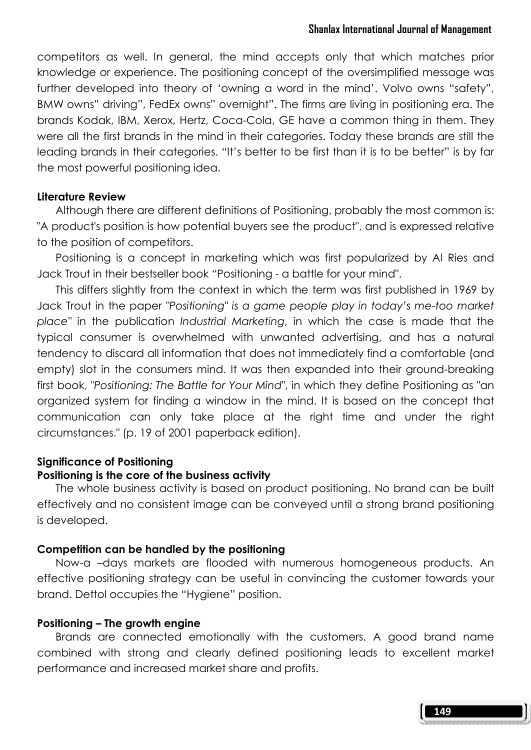competitors as well. In general, the mind accepts only that which matches prior knowledge or experience. The positioning concept of the oversimplified message was further developed into theory of 'owning a word in the mind'. Volvo owns "safety", BMW owns" driving", FedEx owns" overnight". The firms are living in positioning era. The brands Kodak, IBM, Xerox, Hertz, Coca-Cola, GE have a common thing in them. They were all the first brands in the mind in their categories. Today these brands are still the leading brands in their categories. "It's better to be first than it is to be better" is by far the most powerful positioning idea.

## Literature Review

Although there are different definitions of Positioning, probably the most common is: "A product's position is how potential buyers see the product", and is expressed relative to the position of competitors.

Positioning is a concept in marketing which was first popularized by Al Ries and Jack Trout in their bestseller book "Positioning - a battle for your mind".

This differs slightly from the context in which the term was first published in 1969 by Jack Trout in the paper *"Positioning" is a game people play in today's me-too market place"* in the publication *Industrial Marketing*, in which the case is made that the typical consumer is overwhelmed with unwanted advertising, and has a natural tendency to discard all information that does not immediately find a comfortable (and empty) slot in the consumers mind. It was then expanded into their ground-breaking first book, "*Positioning: The Battle for Your Mind*", in which they define Positioning as "an organized system for finding a window in the mind. It is based on the concept that communication can only take place at the right time and under the right circumstances." (p. 19 of 2001 paperback edition).

## Significance of Positioning

### Positioning is the core of the business activity

The whole business activity is based on product positioning. No brand can be built effectively and no consistent image can be conveyed until a strong brand positioning is developed.

### Competition can be handled by the positioning

Now-a –days markets are flooded with numerous homogeneous products. An effective positioning strategy can be useful in convincing the customer towards your brand. Dettol occupies the "Hygiene" position.

### Positioning – The growth engine

Brands are connected emotionally with the customers. A good brand name combined with strong and clearly defined positioning leads to excellent market performance and increased market share and profits.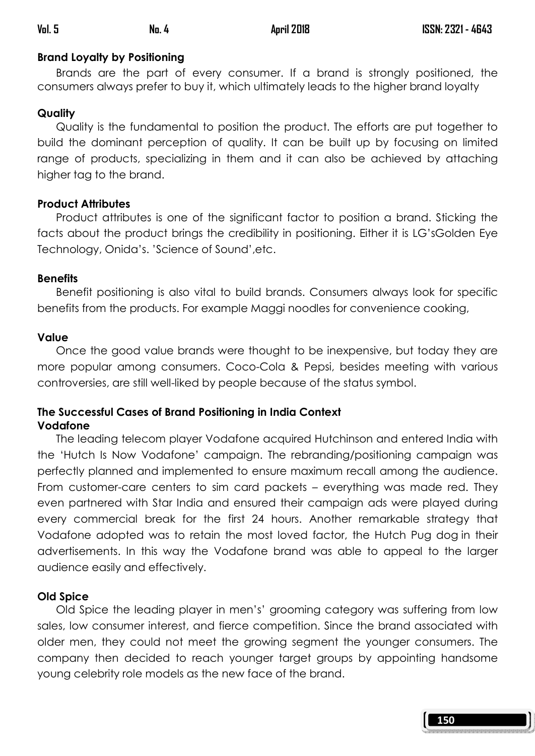**Brand Loyalty by Positioning**

Brands are the part of every consumer. If a brand is strongly positioned, the consumers always prefer to buy it, which ultimately leads to the higher brand loyalty

**Quality**

Quality is the fundamental to position the product. The efforts are put together to build the dominant perception of quality. It can be built up by focusing on limited range of products, specializing in them and it can also be achieved by attaching higher tag to the brand.

**Product Attributes**

Product attributes is one of the significant factor to position a brand. Sticking the facts about the product brings the credibility in positioning. Either it is LG'sGolden Eye Technology, Onida's. 'Science of Sound',etc.

**Benefits**

Benefit positioning is also vital to build brands. Consumers always look for specific benefits from the products. For example Maggi noodles for convenience cooking,

**Value**

Once the good value brands were thought to be inexpensive, but today they are more popular among consumers. Coco-Cola & Pepsi, besides meeting with various controversies, are still well-liked by people because of the status symbol.

**The Successful Cases of Brand Positioning in India Context**

**Vodafone**

The leading telecom player Vodafone acquired Hutchinson and entered India with the 'Hutch Is Now Vodafone' campaign. The rebranding/positioning campaign was perfectly planned and implemented to ensure maximum recall among the audience. From customer-care centers to sim card packets – everything was made red. They even partnered with Star India and ensured their campaign ads were played during every commercial break for the first 24 hours. Another remarkable strategy that Vodafone adopted was to retain the most loved factor, the Hutch Pug dog in their advertisements. In this way the Vodafone brand was able to appeal to the larger audience easily and effectively.

**Old Spice**

Old Spice the leading player in men's' grooming category was suffering from low sales, low consumer interest, and fierce competition. Since the brand associated with older men, they could not meet the growing segment the younger consumers. The company then decided to reach younger target groups by appointing handsome young celebrity role models as the new face of the brand.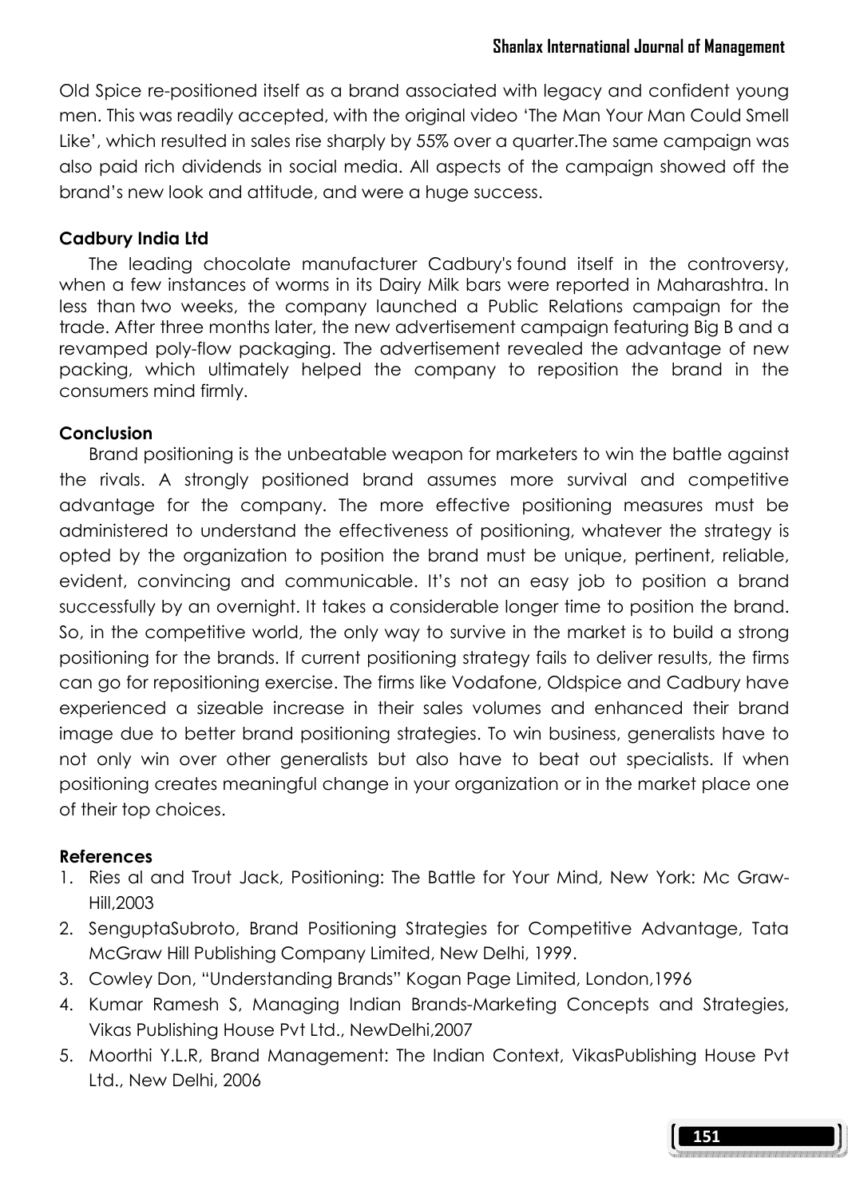Old Spice re-positioned itself as a brand associated with legacy and confident young men. This was readily accepted, with the original video 'The Man Your Man Could Smell Like', which resulted in sales rise sharply by 55% over a quarter.The same campaign was also paid rich dividends in social media. All aspects of the campaign showed off the brand's new look and attitude, and were a huge success.

### Cadbury India Ltd

The leading chocolate manufacturer Cadbury's found itself in the controversy, when a few instances of worms in its Dairy Milk bars were reported in Maharashtra. In less than two weeks, the company launched a Public Relations campaign for the trade. After three months later, the new advertisement campaign featuring Big B and a revamped poly-flow packaging. The advertisement revealed the advantage of new packing, which ultimately helped the company to reposition the brand in the consumers mind firmly.

### Conclusion

Brand positioning is the unbeatable weapon for marketers to win the battle against the rivals. A strongly positioned brand assumes more survival and competitive advantage for the company. The more effective positioning measures must be administered to understand the effectiveness of positioning, whatever the strategy is opted by the organization to position the brand must be unique, pertinent, reliable, evident, convincing and communicable. It's not an easy job to position a brand successfully by an overnight. It takes a considerable longer time to position the brand. So, in the competitive world, the only way to survive in the market is to build a strong positioning for the brands. If current positioning strategy fails to deliver results, the firms can go for repositioning exercise. The firms like Vodafone, Oldspice and Cadbury have experienced a sizeable increase in their sales volumes and enhanced their brand image due to better brand positioning strategies. To win business, generalists have to not only win over other generalists but also have to beat out specialists. If when positioning creates meaningful change in your organization or in the market place one of their top choices.

### References

1. Ries al and Trout Jack, Positioning: The Battle for Your Mind, New York: Mc Graw-Hill,2003
2. SenguptaSubroto, Brand Positioning Strategies for Competitive Advantage, Tata McGraw Hill Publishing Company Limited, New Delhi, 1999.
3. Cowley Don, "Understanding Brands" Kogan Page Limited, London,1996
4. Kumar Ramesh S, Managing Indian Brands-Marketing Concepts and Strategies, Vikas Publishing House Pvt Ltd., NewDelhi,2007
5. Moorthi Y.L.R, Brand Management: The Indian Context, VikasPublishing House Pvt Ltd., New Delhi, 2006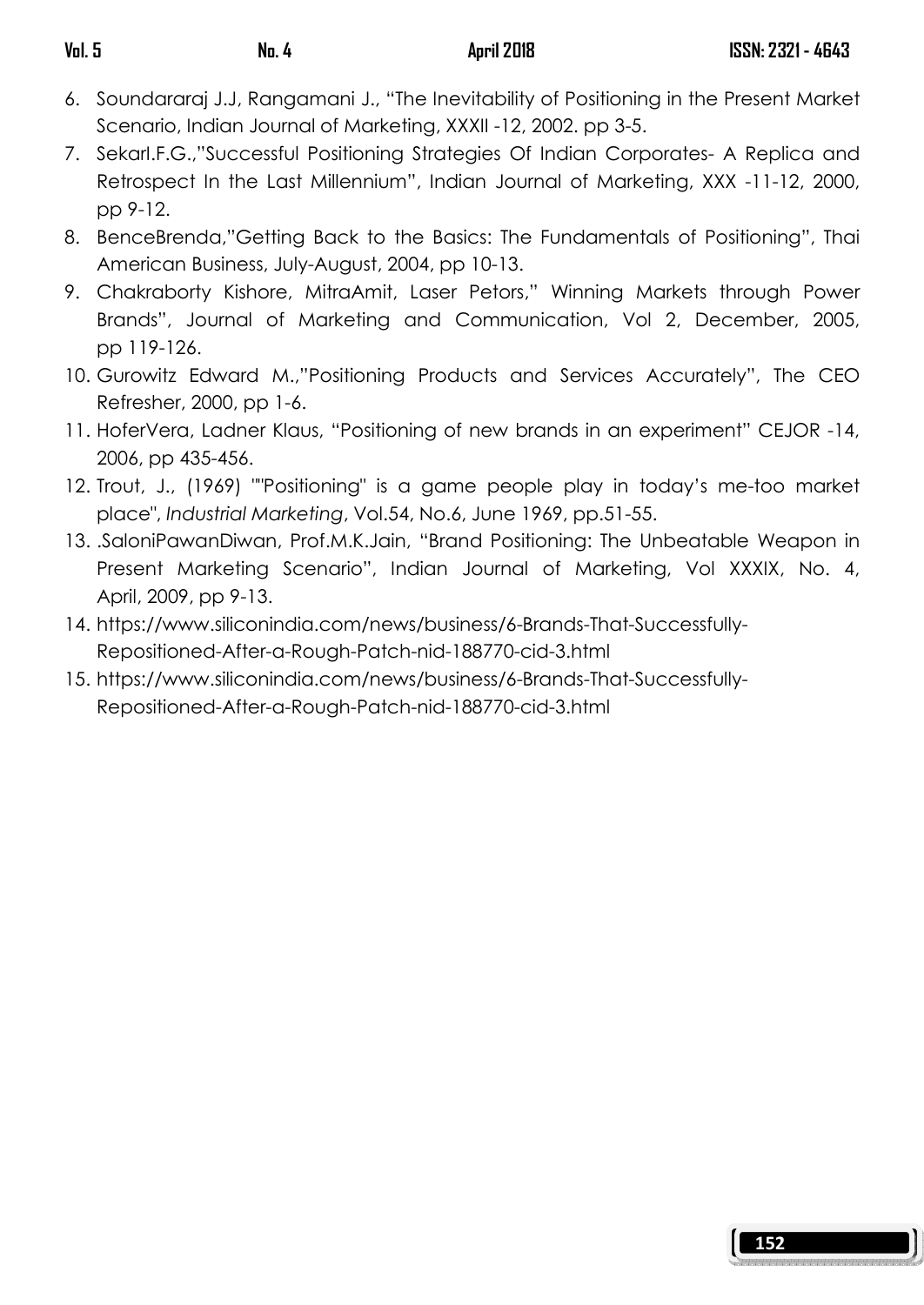6. Soundararaj J.J, Rangamani J., "The Inevitability of Positioning in the Present Market Scenario, Indian Journal of Marketing, XXXII -12, 2002. pp 3-5.
7. SekarI.F.G.,"Successful Positioning Strategies Of Indian Corporates- A Replica and Retrospect In the Last Millennium", Indian Journal of Marketing, XXX -11-12, 2000, pp 9-12.
8. BenceBrenda,"Getting Back to the Basics: The Fundamentals of Positioning", Thai American Business, July-August, 2004, pp 10-13.
9. Chakraborty Kishore, MitraAmit, Laser Petors," Winning Markets through Power Brands", Journal of Marketing and Communication, Vol 2, December, 2005, pp 119-126.
10. Gurowitz Edward M.,"Positioning Products and Services Accurately", The CEO Refresher, 2000, pp 1-6.
11. HoferVera, Ladner Klaus, "Positioning of new brands in an experiment" CEJOR -14, 2006, pp 435-456.
12. Trout, J., (1969) ""Positioning" is a game people play in today's me-too market place", *Industrial Marketing*, Vol.54, No.6, June 1969, pp.51-55.
13. .SaloniPawanDiwan, Prof.M.K.Jain, "Brand Positioning: The Unbeatable Weapon in Present Marketing Scenario", Indian Journal of Marketing, Vol XXXIX, No. 4, April, 2009, pp 9-13.
14. https://www.siliconindia.com/news/business/6-Brands-That-Successfully-Repositioned-After-a-Rough-Patch-nid-188770-cid-3.html
15. https://www.siliconindia.com/news/business/6-Brands-That-Successfully-Repositioned-After-a-Rough-Patch-nid-188770-cid-3.html